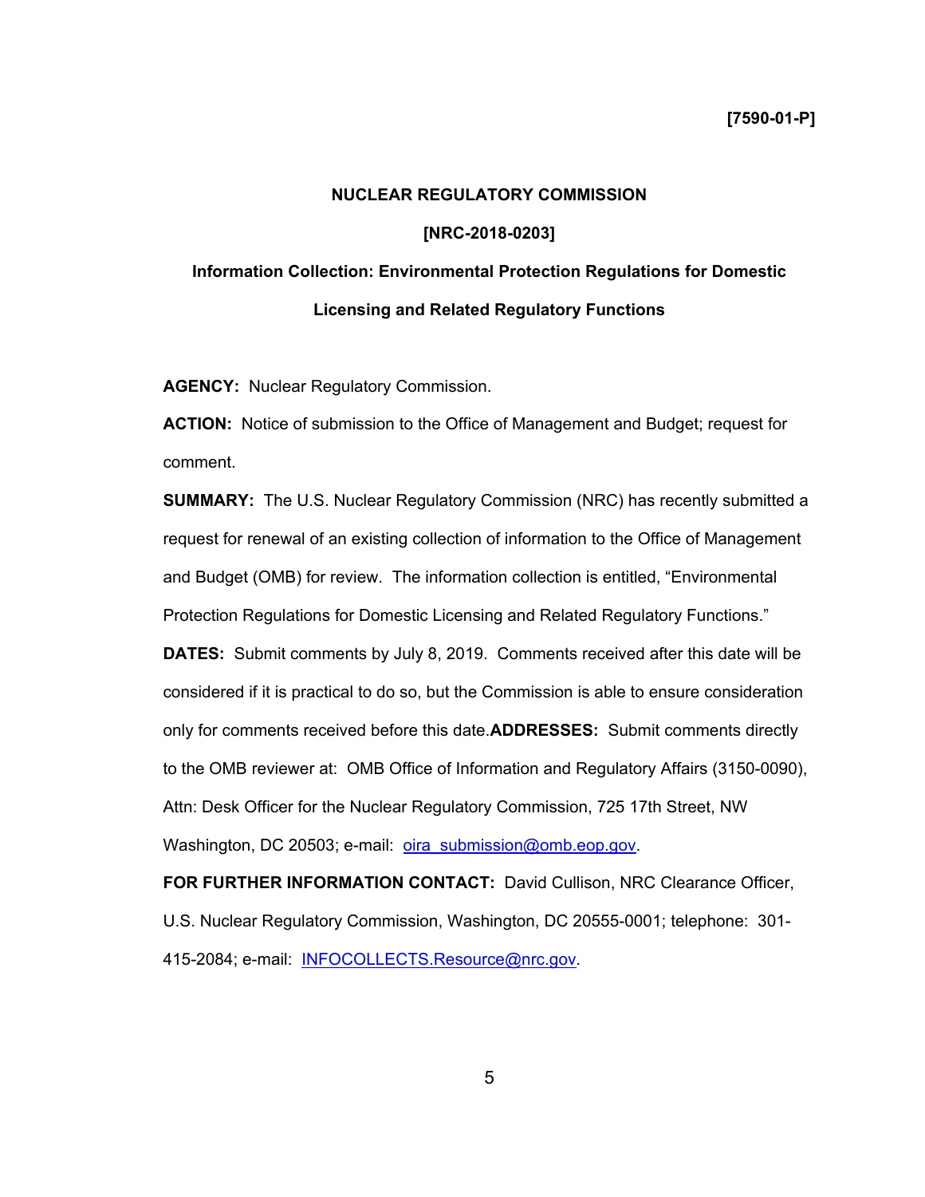**[7590-01-P]**

**NUCLEAR REGULATORY COMMISSION**

**[NRC-2018-0203]**

**Information Collection: Environmental Protection Regulations for Domestic Licensing and Related Regulatory Functions**

**AGENCY:** Nuclear Regulatory Commission.

**ACTION:** Notice of submission to the Office of Management and Budget; request for comment.

**SUMMARY:** The U.S. Nuclear Regulatory Commission (NRC) has recently submitted a request for renewal of an existing collection of information to the Office of Management and Budget (OMB) for review. The information collection is entitled, "Environmental Protection Regulations for Domestic Licensing and Related Regulatory Functions."

**DATES:** Submit comments by July 8, 2019. Comments received after this date will be considered if it is practical to do so, but the Commission is able to ensure consideration only for comments received before this date.**ADDRESSES:** Submit comments directly to the OMB reviewer at: OMB Office of Information and Regulatory Affairs (3150-0090), Attn: Desk Officer for the Nuclear Regulatory Commission, 725 17th Street, NW Washington, DC 20503; e-mail: oira_submission@omb.eop.gov.

**FOR FURTHER INFORMATION CONTACT:** David Cullison, NRC Clearance Officer, U.S. Nuclear Regulatory Commission, Washington, DC 20555-0001; telephone: 301-415-2084; e-mail: INFOCOLLECTS.Resource@nrc.gov.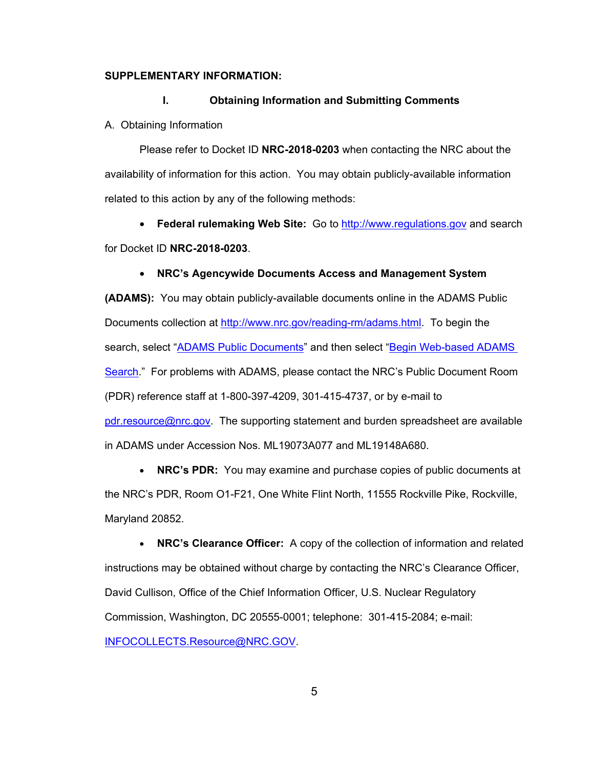**SUPPLEMENTARY INFORMATION:**

## I. Obtaining Information and Submitting Comments

A. Obtaining Information

Please refer to Docket ID **NRC-2018-0203** when contacting the NRC about the availability of information for this action. You may obtain publicly-available information related to this action by any of the following methods:

- **Federal rulemaking Web Site:** Go to http://www.regulations.gov and search for Docket ID **NRC-2018-0203**.

- **NRC's Agencywide Documents Access and Management System (ADAMS):** You may obtain publicly-available documents online in the ADAMS Public Documents collection at http://www.nrc.gov/reading-rm/adams.html. To begin the search, select "ADAMS Public Documents" and then select "Begin Web-based ADAMS Search." For problems with ADAMS, please contact the NRC's Public Document Room (PDR) reference staff at 1-800-397-4209, 301-415-4737, or by e-mail to pdr.resource@nrc.gov. The supporting statement and burden spreadsheet are available in ADAMS under Accession Nos. ML19073A077 and ML19148A680.

- **NRC's PDR:** You may examine and purchase copies of public documents at the NRC's PDR, Room O1-F21, One White Flint North, 11555 Rockville Pike, Rockville, Maryland 20852.

- **NRC's Clearance Officer:** A copy of the collection of information and related instructions may be obtained without charge by contacting the NRC's Clearance Officer, David Cullison, Office of the Chief Information Officer, U.S. Nuclear Regulatory Commission, Washington, DC 20555-0001; telephone: 301-415-2084; e-mail: INFOCOLLECTS.Resource@NRC.GOV.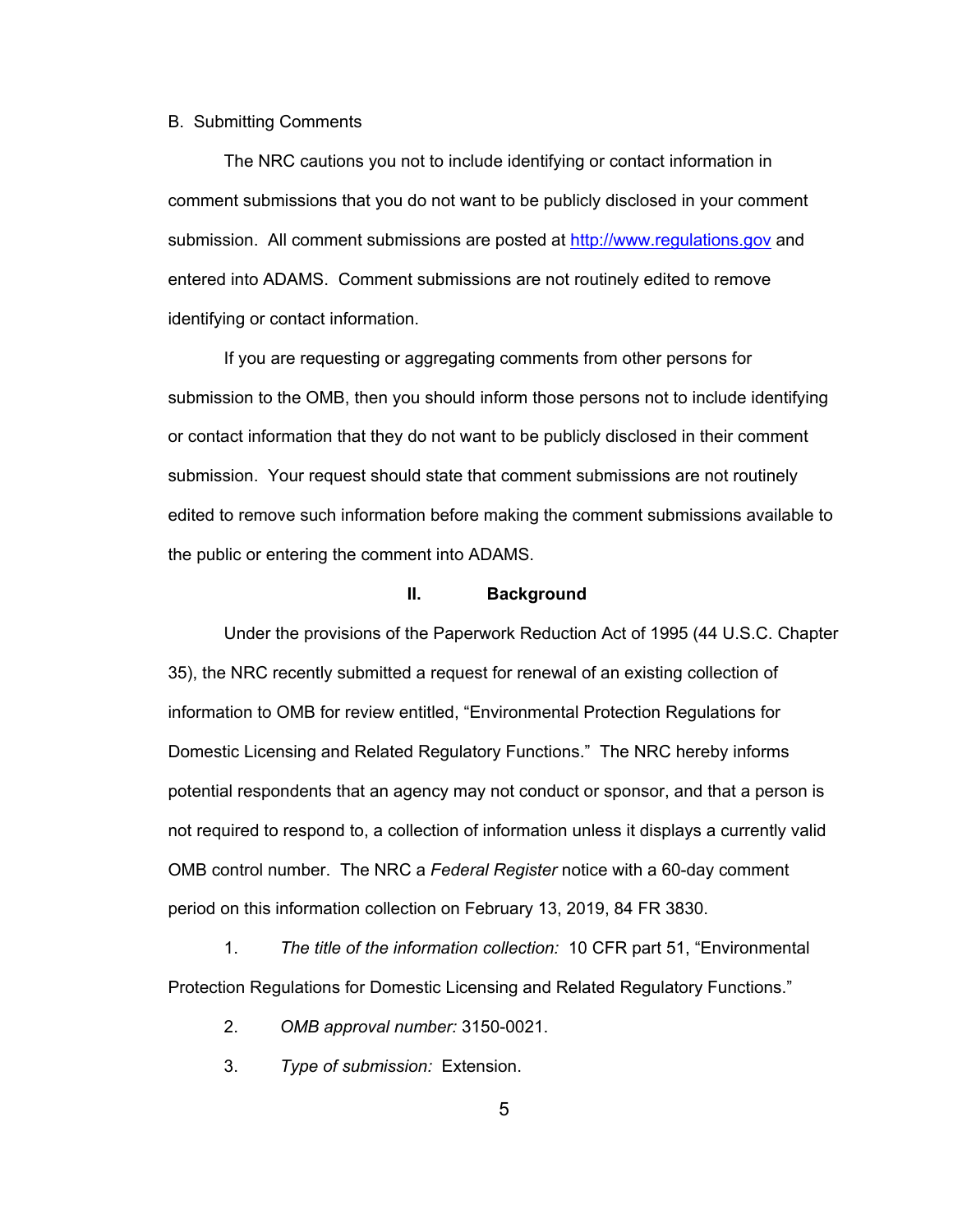B. Submitting Comments

The NRC cautions you not to include identifying or contact information in comment submissions that you do not want to be publicly disclosed in your comment submission. All comment submissions are posted at http://www.regulations.gov and entered into ADAMS. Comment submissions are not routinely edited to remove identifying or contact information.

If you are requesting or aggregating comments from other persons for submission to the OMB, then you should inform those persons not to include identifying or contact information that they do not want to be publicly disclosed in their comment submission. Your request should state that comment submissions are not routinely edited to remove such information before making the comment submissions available to the public or entering the comment into ADAMS.

## II. Background

Under the provisions of the Paperwork Reduction Act of 1995 (44 U.S.C. Chapter 35), the NRC recently submitted a request for renewal of an existing collection of information to OMB for review entitled, “Environmental Protection Regulations for Domestic Licensing and Related Regulatory Functions.” The NRC hereby informs potential respondents that an agency may not conduct or sponsor, and that a person is not required to respond to, a collection of information unless it displays a currently valid OMB control number. The NRC a *Federal Register* notice with a 60-day comment period on this information collection on February 13, 2019, 84 FR 3830.

1. *The title of the information collection:* 10 CFR part 51, “Environmental Protection Regulations for Domestic Licensing and Related Regulatory Functions.”

2. *OMB approval number:* 3150-0021.

3. *Type of submission:* Extension.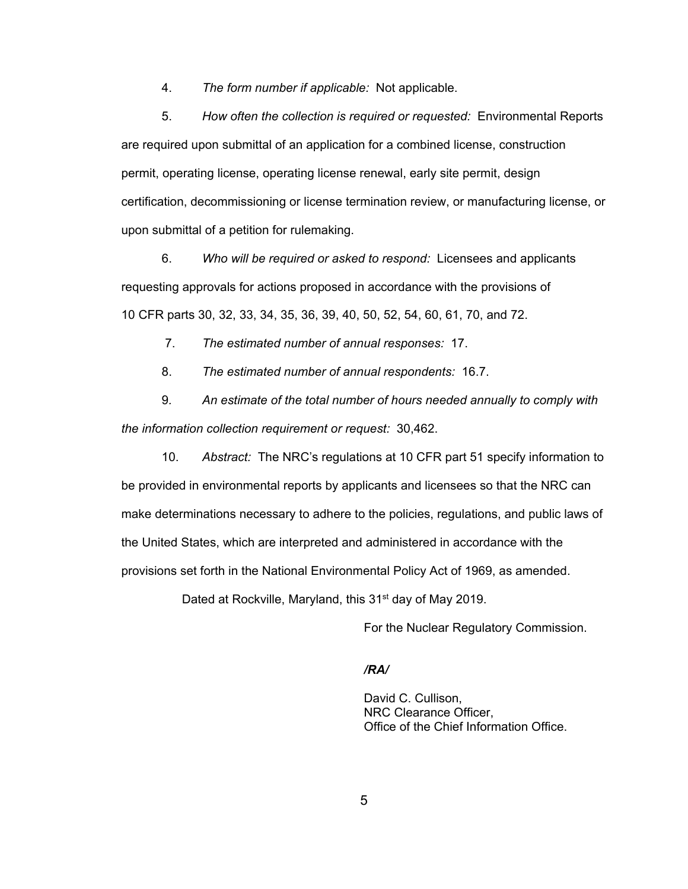4. *The form number if applicable:* Not applicable.

5. *How often the collection is required or requested:* Environmental Reports are required upon submittal of an application for a combined license, construction permit, operating license, operating license renewal, early site permit, design certification, decommissioning or license termination review, or manufacturing license, or upon submittal of a petition for rulemaking.

6. *Who will be required or asked to respond:* Licensees and applicants requesting approvals for actions proposed in accordance with the provisions of 10 CFR parts 30, 32, 33, 34, 35, 36, 39, 40, 50, 52, 54, 60, 61, 70, and 72.

7. *The estimated number of annual responses:* 17.

8. *The estimated number of annual respondents:* 16.7.

9. *An estimate of the total number of hours needed annually to comply with the information collection requirement or request:* 30,462.

10. *Abstract:* The NRC's regulations at 10 CFR part 51 specify information to be provided in environmental reports by applicants and licensees so that the NRC can make determinations necessary to adhere to the policies, regulations, and public laws of the United States, which are interpreted and administered in accordance with the provisions set forth in the National Environmental Policy Act of 1969, as amended.

Dated at Rockville, Maryland, this 31st day of May 2019.

For the Nuclear Regulatory Commission.

***/RA/***

David C. Cullison,
NRC Clearance Officer,
Office of the Chief Information Office.